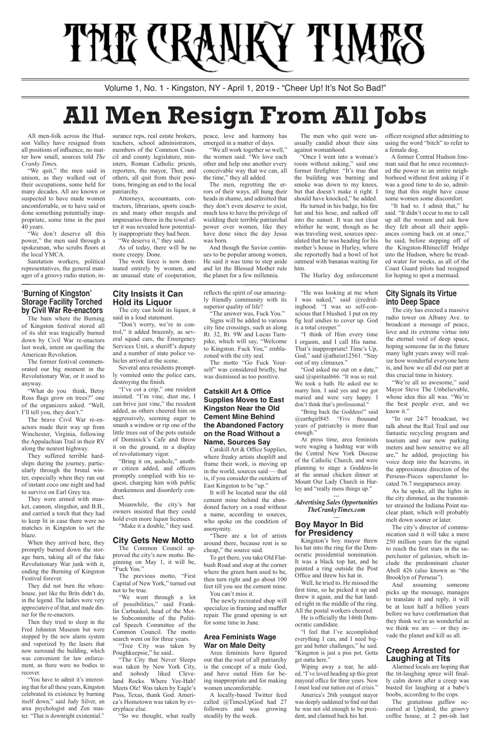# THE CRANKY TIMES

Volume 1, No. 1 - Kingston, NY - April 1, 2019 - "Cheer Up! It's Not So Bad!"

# All Men Resign From All Jobs

All men-folk across the Hudson Valley have resigned from all positions of influence, no matter how small, sources told *The Cranky Times*.

"We quit," the men said in unison, as they walked out of their occupations, some held for many decades. All are known or suspected to have made women uncomfortable, or to have said or done something potentially inappropriate, some time in the past 40 years.

"We don't deserve all this power," the men said through a spokesman, who scrubs floors at the local YMCA.

Sanitation workers, political representatives, the general manager of a groovy radio station, insurance reps, real estate brokers, teachers, school administrators, members of the Common Council and county legislature, ministers, Roman Catholic priests, reporters, the mayor, Thor, and others, all quit from their positions, bringing an end to the local patriarchy.

Attorneys, accountants, contractors, librarians, sports coaches and many other moguls and impresarios threw in the towel after it was revealed how potentially inappropriate they had been.

"We deserve it," they said.

As of today, there will be no more creepy. Done.

The work force is now dominated entirely by women, and an unusual state of cooperation, peace, love and harmony has emerged in a matter of days.

"We all work together so well," the women said. "We love each other and help one another every conceivable way that we can, all the time," they all added.

The men, regretting the errors of their ways, all hung their heads in shame, and admitted that they don't even deserve to exist, much less to have the privilege of wielding their terrible patriarchal power over women, like they have done since the day Jesus was born.

And though the Savior continues to be popular among women, He said it was time to step aside and let the Blessed Mother rule the planet for a few millennia.

The men who quit were unusually candid about their sins against womanhood.

"Once I went into a woman's room without asking," said one former firefighter. "It's true that the building was burning and smoke was down to my knees, but that doesn't make it right. I should have knocked," he added.

He turned in his badge, his fire hat and his hose, and sulked off into the sunset. It was not clear whither he went, though as he was traveling west, sources speculated that he was heading for his mother's house in Hurley, where she reportedly had a bowl of hot oatmeal with bananas waiting for him.

The Hurley dog enforcement officer resigned after admitting to using the word "bitch" to refer to a female dog.

A former Central Hudson lineman said that he once reconnected the power to an entire neighborhood without first asking if it was a good time to do so, admitting that this might have cause some women some discomfort.

"It had to. I admit that," he said. "It didn't occur to me to call up all the women and ask how they felt about all their appliances coming back on at once," he said, before stepping off of the Kingston-Rhinecliff bridge into the Hudson, where he treaded water for weeks, as all of the Coast Guard pilots had resigned for hoping to spot a mermaid.

## 'Burning of Kingston' Storage Facility Torched by Civil War Re-enactors

The barn where the Burning of Kingston festival stored all of its shit was tragically burned down by Civil War re-enactors last week, intent on quelling the American Revolution.

The former festival commemorated our big moment in the Revolutionary War, or it used to anyway.

"What do you think, Betsy Ross flags grow on trees?" one of the organizers asked. "Well, I'll tell you, they don't."

The brave Civil War re-enactors made their way up from Winchester, Virginia, following the Appalachian Trail in their RV along the nearest highway.

They suffered terrible hardships during the journey, particularly through the brutal winter, especially when they ran out of instant coco one night and had to survive on Earl Grey tea.

They were armed with musket, cannon, slingshot, and B.B., and carried a torch that they had to keep lit in case there were no matches in Kingston to set the blaze.

When they arrived here, they promptly burned down the storage barn, taking all of the fake Revolutionary War junk with it, ending the Burning of Kingston Festival forever.

They did not burn the whorehouse, just like the Brits didn't do, in the legend. The ladies were very appreciateive of that, and made dinner for the re-enactors.

Then they tried to sleep in the Fred Johnston Museum but were stopped by the new alarm system and vaporized by the lasers that now surround the building, which was convenient for law enforcement, as there were no bodies to recover.

"You have to admit it's interesting that for all these years, Kingston celebrated its existence by burning itself down," said Judy Silver, an area psychologist and Zen master. "That is downright existential."

## City Insists it Can Hold its Liquor

The city can hold its liquor, it said in a loud statement.

"Don't worry, we're in control," it added brazenly, as several squad cars, the Emergency Services Unit, a sheriff's deputy and a number of state police vehicles arrived at the scene.

Several area residents promptly vomited onto the police cars, destroying the finish.

"I've cot a crip," one resident insisted. "I'm vine, dust me, I can brive just vine," the resident added, as others cheered him on aggressively, seeming eager to smash a window or rip one of the little trees out of the pots outside of Dominick's Cafe and throw it on the ground, in a display of revolutionary vigor.

"Bring it on, asshole," another citizen added, and officers promptly complied with his request, charging him with public drunkenness and disorderly conduct.

Meanwhile, the city's bar owners insisted that they could hold even more liquor licenses.

"Make it a double," they said.

## City Gets New Motto

The Common Council approved the city's new motto. Beginning on May 1, it will be, "Fuck You."

The previous motto, "First Capital of New York," turned out not to be true.

"We went through a lot of possibilities," said Franklin Carbunkel, head of the Motto Subcommittee of the Political Speech Committee of the Common Council. The motto search went on for three years.

"Tree City was taken by Poughkeepsie," he said..

"The City that Never Sleeps was taken by New York City, and nobody liked Cleveland Rocks. Where Yee-Hah! Meets Ole! Was taken by Eagle's Pass, Texas, thank God. America's Hometown was taken by everyplace else.

"So we thought, what really reflects the spirit of our amazingly friendly community with its superior quality of life?

"The answer was, Fuck You."

Signs will be added to various city line crossings, such as along Rt. 32, Rt. 9W and Lucas Turnpike, which will say, "Welcome to Kingston. Fuck You," emblazoned with the city seal.

The motto "Go Fuck Yourself" was considered briefly, but was dismissed as too positive.

## Catskill Art & Office Supplies Moves to East Kingston Near the Old Cement Mine Behind the Abandoned Factory on the Road Without a Name, Sources Say

Catskill Art & Office Supplies, where freaky artists shoplift and frame their work, is moving up in the world, sources said — that is, if you consider the outskirts of East Kingston to be "up."

It will be located near the old cement mine behind the abandoned factory on a road without a name, according to sources, who spoke on the condition of anonymity.

"There are a lot of artists around there, because rent is so cheap," the source said.

To get there, you take Old Flatbush Road and stop at the corner where the green barn used to be, then turn right and go about 100 feet till you see the cement mine. You can't miss it.

The newly recreated shop will specialize in framing and muffler repair. The grand opening is set for some time in June.

## Area Feminists Wage War on Male Deity

Area feminists have figured out that the root of all patriarchy is the concept of a male God, and have outed Him for being inappropriate and for making women uncomfortable.

A locally-based Twitter feed called @TimesUpGod had 27 followers and was growing steadily by the week.

"He was looking at me when I was naked," said @redridinghood. "I was so self-conscious that I blushed. I put on my fig leaf undies to cover up. God is a total creeper."

"I think of Him every time I orgasm, and I call His name. That's inappropriate! Time's Up, God," said @atheist12561. "Stay out of my climaxes."

"God asked me out on a date," said @spiritual666. "It was so real. We took a bath. He asked me to marry him. I said yes and we got maried and were very happy. I don't think that's professional."

"Bring back the Goddess!" said @earthgirl845. "Five thousand years of patriarchy is more than enough."

At press time, area feminists were waging a hashtag war with the Central New York Diocese of the Catholic Church, and were planning to stage a Goddess-In at the annual chicken dinner at Mount Our Lady Church in Hurley and "really mess things up."

---

***Advertising Sales Opportunities***
***TheCrankyTimes.com***

---

## Boy Mayor In Bid for Presidency

Kingston's boy mayor threw his hat into the ring for the Democratic presidential nomination. It was a black top hat, and he painted a ring outside the Post Office and threw his hat in.

Well, he tried to. He missed the first time, so he picked it up and threw it again, and the hat landed right in the middle of the ring. All the postal workers cheered.

He is officially the 146th Democratic candidate.

"I feel that I've accomplished everything I can, and I need bigger and better challenges," he said. "Kingston is just a piss pot. Gotta get outta here."

Wiping away a tear, he added, "I've loved heading up this great mayoral office for three years. Now I must lead our nation out of crisis."

America's 26th youngest mayor was deeply saddened to find out that he was not old enough to be president, and claimed back his hat.

## City Signals its Virtue into Deep Space

The city has erected a massive radio tower on Albany Ave. to broadcast a message of peace, love and its extreme virtue into the eternal void of deep space, hoping someone far in the future many light years away will realize how wonderful everyone here is, and how we all did our part at this crucial time in history.

"We're all so awesome," said Mayor Steve The Unbelievable, whose idea this all was. "We're the best people ever, and we know it."

"In our 24/7 broadcast, we talk about the Rail Trail and our fantastic recycling program and tourism and our new parking meters and how sensitive we all are," he added, projecting his voice deep into the heavens, in the approximate direction of the Perseus-Pisces supercluster located 76.7 megaparsecs away.

As he spoke, all the lights in the city dimmed, as the transmitter strained the Indiana Point nuclear plant, which will probably melt down sooner or later.

The city's director of communication said it will take a mere 250 million years for the signal to reach the first stars in the supercluster of galaxies, which include the predominant cluster Abell 426 (also known as "the Brooklyn of Perseus").

And assuming someone picks up the message, manages to translate it and reply, it will be at least half a billion years before we have confirmation that they think we're as wonderful as we think we are — or they invade the planet and kill us all.

## Creep Arrested for Laughing at Tits

Alarmed locals are hoping that the tit-laughing spree will finally calm down after a creep was busted for laughing at a babe's boobs, according to the cops.

The gratuitous guffaw occurred at Updated, the groovy coffee house, at 2 pm-ish last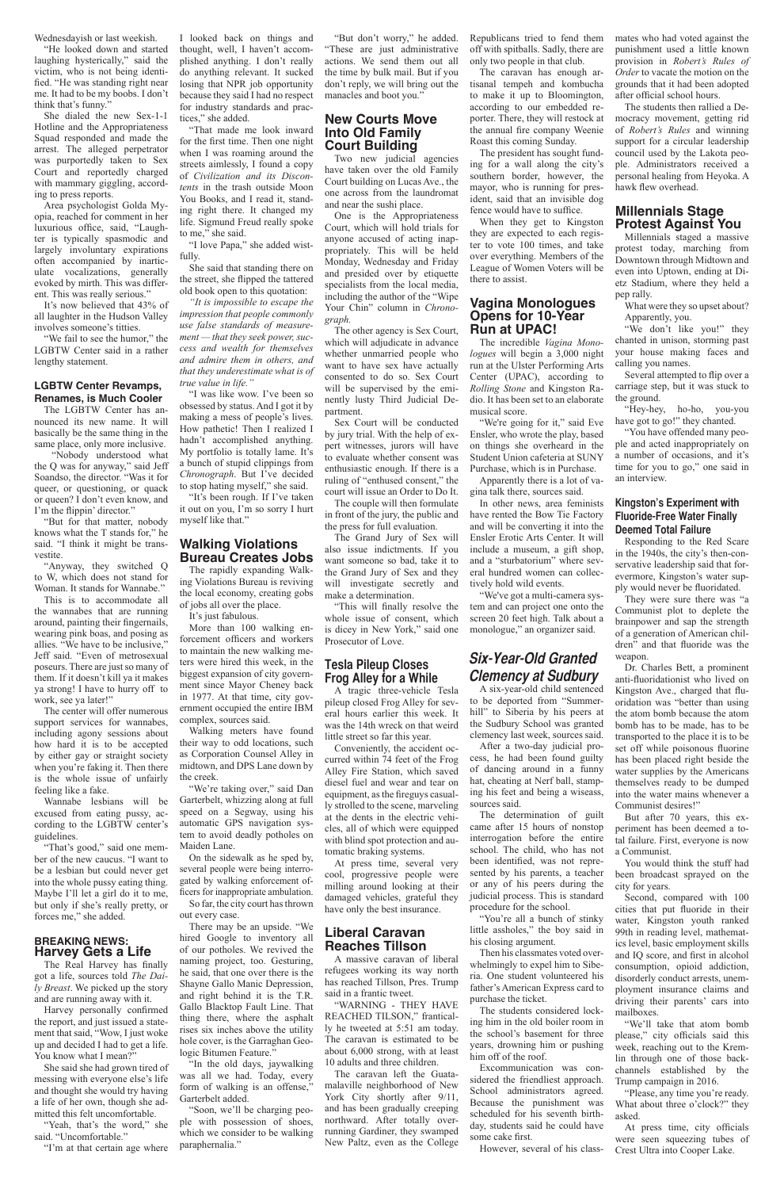Wednesdayish or last weekish.

"He looked down and started laughing hysterically," said the victim, who is not being identified. "He was standing right near me. It had to be my boobs. I don't think that's funny."

She dialed the new Sex-1-1 Hotline and the Appropriateness Squad responded and made the arrest. The alleged perpetrator was purportedly taken to Sex Court and reportedly charged with mammary giggling, according to press reports.

Area psychologist Golda Myopia, reached for comment in her luxurious office, said, "Laughter is typically spasmodic and largely involuntary expirations often accompanied by inarticulate vocalizations, generally evoked by mirth. This was different. This was really serious."

It's now believed that 43% of all laughter in the Hudson Valley involves someone's titties.

"We fail to see the humor," the LGBTW Center said in a rather lengthy statement.

### LGBTW Center Revamps, Renames, is Much Cooler

The LGBTW Center has announced its new name. It will basically be the same thing in the same place, only more inclusive.

"Nobody understood what the Q was for anyway," said Jeff Soandso, the director. "Was it for queer, or questioning, or quack or queen? I don't even know, and I'm the flippin' director."

"But for that matter, nobody knows what the T stands for," he said. "I think it might be transvestite.

"Anyway, they switched Q to W, which does not stand for Woman. It stands for Wannabe."

This is to accommodate all the wannabes that are running around, painting their fingernails, wearing pink boas, and posing as allies. "We have to be inclusive," Jeff said. "Even of metrosexual poseurs. There are just so many of them. If it doesn't kill ya it makes ya strong! I have to hurry off to work, see ya later!"

The center will offer numerous support services for wannabes, including agony sessions about how hard it is to be accepted by either gay or straight society when you're faking it. Then there is the whole issue of unfairly feeling like a fake.

Wannabe lesbians will be excused from eating pussy, according to the LGBTW center's guidelines.

"That's good," said one member of the new caucus. "I want to be a lesbian but could never get into the whole pussy eating thing. Maybe I'll let a girl do it to me, but only if she's really pretty, or forces me," she added.

### BREAKING NEWS: Harvey Gets a Life

The Real Harvey has finally got a life, sources told *The Daily Breast*. We picked up the story and are running away with it.

Harvey personally confirmed the report, and just issued a statement that said, "Wow, I just woke up and decided I had to get a life. You know what I mean?"

She said she had grown tired of messing with everyone else's life and thought she would try having a life of her own, though she admitted this felt uncomfortable.

"Yeah, that's the word," she said. "Uncomfortable."

"I'm at that certain age where I looked back on things and thought, well, I haven't accomplished anything. I don't really do anything relevant. It sucked losing that NPR job opportunity because they said I had no respect for industry standards and practices," she added.

"That made me look inward for the first time. Then one night when I was roaming around the streets aimlessly, I found a copy of *Civilization and its Discontents* in the trash outside Moon You Books, and I read it, standing right there. It changed my life. Sigmund Freud really spoke to me," she said.

"I love Papa," she added wistfully.

She said that standing there on the street, she flipped the tattered old book open to this quotation:

*"It is impossible to escape the impression that people commonly use false standards of measurement — that they seek power, success and wealth for themselves and admire them in others, and that they underestimate what is of true value in life."*

"I was like wow. I've been so obsessed by status. And I got it by making a mess of people's lives. How pathetic! Then I realized I hadn't accomplished anything. My portfolio is totally lame. It's a bunch of stupid clippings from *Chronograph*. But I've decided to stop hating myself," she said.

"It's been rough. If I've taken it out on you, I'm so sorry I hurt myself like that."

## Walking Violations Bureau Creates Jobs

The rapidly expanding Walking Violations Bureau is reviving the local economy, creating gobs of jobs all over the place.

It's just fabulous.

More than 100 walking enforcement officers and workers to maintain the new walking meters were hired this week, in the biggest expansion of city government since Mayor Cheney back in 1977. At that time, city government occupied the entire IBM complex, sources said.

Walking meters have found their way to odd locations, such as Corporation Counsel Alley in midtown, and DPS Lane down by the creek.

"We're taking over," said Dan Garterbelt, whizzing along at full speed on a Segway, using his automatic GPS navigation system to avoid deadly potholes on Maiden Lane.

On the sidewalk as he sped by, several people were being interrogated by walking enforcement officers for inappropriate ambulation.

So far, the city court has thrown out every case.

There may be an upside. "We hired Google to inventory all of our potholes. We revived the naming project, too. Gesturing, he said, that one over there is the Shayne Gallo Manic Depression, and right behind it is the T.R. Gallo Blacktop Fault Line. That thing there, where the asphalt rises six inches above the utility hole cover, is the Garraghan Geologic Bitumen Feature."

"In the old days, jaywalking was all we had. Today, every form of walking is an offense," Garterbelt added.

"Soon, we'll be charging people with possession of shoes, which we consider to be walking paraphernalia."

"But don't worry," he added. "These are just administrative actions. We send them out all the time by bulk mail. But if you don't reply, we will bring out the manacles and boot you."

## New Courts Move Into Old Family Court Building

Two new judicial agencies have taken over the old Family Court building on Lucas Ave., the one across from the laundromat and near the sushi place.

One is the Appropriateness Court, which will hold trials for anyone accused of acting inappropriately. This will be held Monday, Wednesday and Friday and presided over by etiquette specialists from the local media, including the author of the "Wipe Your Chin" column in *Chronograph.*

The other agency is Sex Court, which will adjudicate in advance whether unmarried people who want to have sex have actually consented to do so. Sex Court will be supervised by the eminently lusty Third Judicial Department.

Sex Court will be conducted by jury trial. With the help of expert witnesses, jurors will have to evaluate whether consent was enthusiastic enough. If there is a ruling of "enthused consent," the court will issue an Order to Do It.

The couple will then formulate in front of the jury, the public and the press for full evaluation.

The Grand Jury of Sex will also issue indictments. If you want someone so bad, take it to the Grand Jury of Sex and they will investigate secretly and make a determination.

"This will finally resolve the whole issue of consent, which is dicey in New York," said one Prosecutor of Love.

## Tesla Pileup Closes Frog Alley for a While

A tragic three-vehicle Tesla pileup closed Frog Alley for several hours earlier this week. It was the 14th wreck on that weird little street so far this year.

Conveniently, the accident occurred within 74 feet of the Frog Alley Fire Station, which saved diesel fuel and wear and tear on equipment, as the fireguys casually strolled to the scene, marveling at the dents in the electric vehicles, all of which were equipped with blind spot protection and automatic braking systems.

At press time, several very cool, progressive people were milling around looking at their damaged vehicles, grateful they have only the best insurance.

## Liberal Caravan Reaches Tillson

A massive caravan of liberal refugees working its way north has reached Tillson, Pres. Trump said in a frantic tweet.

"WARNING - THEY HAVE REACHED TILSON," frantically he tweeted at 5:51 am today. The caravan is estimated to be about 6,000 strong, with at least 10 adults and three children.

The caravan left the Guatamalaville neighborhood of New York City shortly after 9/11, and has been gradually creeping northward. After totally overrunning Gardiner, they swamped New Paltz, even as the College Republicans tried to fend them off with spitballs. Sadly, there are only two people in that club.

The caravan has enough artisanal tempeh and kombucha to make it up to Bloomington, according to our embedded reporter. There, they will restock at the annual fire company Weenie Roast this coming Sunday.

The president has sought funding for a wall along the city's southern border, however, the mayor, who is running for president, said that an invisible dog fence would have to suffice.

When they get to Kingston they are expected to each register to vote 100 times, and take over everything. Members of the League of Women Voters will be there to assist.

## Vagina Monologues Opens for 10-Year Run at UPAC!

The incredible *Vagina Monologues* will begin a 3,000 night run at the Ulster Performing Arts Center (UPAC), according to *Rolling Stone* and Kingston Radio. It has been set to an elaborate musical score.

"We're going for it," said Eve Ensler, who wrote the play, based on things she overheard in the Student Union cafeteria at SUNY Purchase, which is in Purchase.

Apparently there is a lot of vagina talk there, sources said.

In other news, area feminists have rented the Bow Tie Factory and will be converting it into the Ensler Erotic Arts Center. It will include a museum, a gift shop, and a "sturbatorium" where several hundred women can collectively hold wild events.

"We've got a multi-camera system and can project one onto the screen 20 feet high. Talk about a monologue," an organizer said.

## *Six-Year-Old Granted Clemency at Sudbury*

A six-year-old child sentenced to be deported from "Summerhill" to Siberia by his peers at the Sudbury School was granted clemency last week, sources said.

After a two-day judicial process, he had been found guilty of dancing around in a funny hat, cheating at Nerf ball, stamping his feet and being a wiseass, sources said.

The determination of guilt came after 15 hours of nonstop interrogation before the entire school. The child, who has not been identified, was not represented by his parents, a teacher or any of his peers during the judicial process. This is standard procedure for the school.

"You're all a bunch of stinky little assholes," the boy said in his closing argument.

Then his classmates voted overwhelmingly to expel him to Siberia. One student volunteered his father's American Express card to purchase the ticket.

The students considered locking him in the old boiler room in the school's basement for three years, drowning him or pushing him off of the roof.

Excommunication was considered the friendliest approach. School administrators agreed. Because the punishment was scheduled for his seventh birthday, students said he could have some cake first.

However, several of his classmates who had voted against the punishment used a little known provision in *Robert's Rules of Order* to vacate the motion on the grounds that it had been adopted after official school hours.

The students then rallied a Democracy movement, getting rid of *Robert's Rules* and winning support for a circular leadership council used by the Lakota people. Administrators received a personal healing from Heyoka. A hawk flew overhead.

## Millennials Stage Protest Against You

Millennials staged a massive protest today, marching from Downtown through Midtown and even into Uptown, ending at Dietz Stadium, where they held a pep rally.

What were they so upset about? Apparently, you.

"We don't like you!" they chanted in unison, storming past your house making faces and calling you names.

Several attempted to flip over a carriage step, but it was stuck to the ground.

"Hey-hey, ho-ho, you-you have got to go!" they chanted.

"You have offended many people and acted inappropriately on a number of occasions, and it's time for you to go," one said in an interview.

### Kingston's Experiment with Fluoride-Free Water Finally Deemed Total Failure

Responding to the Red Scare in the 1940s, the city's then-conservative leadership said that forevermore, Kingston's water supply would never be fluoridated.

They were sure there was "a Communist plot to deplete the brainpower and sap the strength of a generation of American children" and that fluoride was the weapon.

Dr. Charles Bett, a prominent anti-fluoridationist who lived on Kingston Ave., charged that fluoridation was "better than using the atom bomb because the atom bomb has to be made, has to be transported to the place it is to be set off while poisonous fluorine has been placed right beside the water supplies by the Americans themselves ready to be dumped into the water mains whenever a Communist desires!"

But after 70 years, this experiment has been deemed a total failure. First, everyone is now a Communist.

You would think the stuff had been broadcast sprayed on the city for years.

Second, compared with 100 cities that put fluoride in their water, Kingston youth ranked 99th in reading level, mathematics level, basic employment skills and IQ score, and first in alcohol consumption, opioid addiction, disorderly conduct arrests, unemployment insurance claims and driving their parents' cars into mailboxes.

"We'll take that atom bomb please," city officials said this week, reaching out to the Kremlin through one of those backchannels established by the Trump campaign in 2016.

"Please, any time you're ready. What about three o'clock?" they asked.

At press time, city officials were seen squeezing tubes of Crest Ultra into Cooper Lake.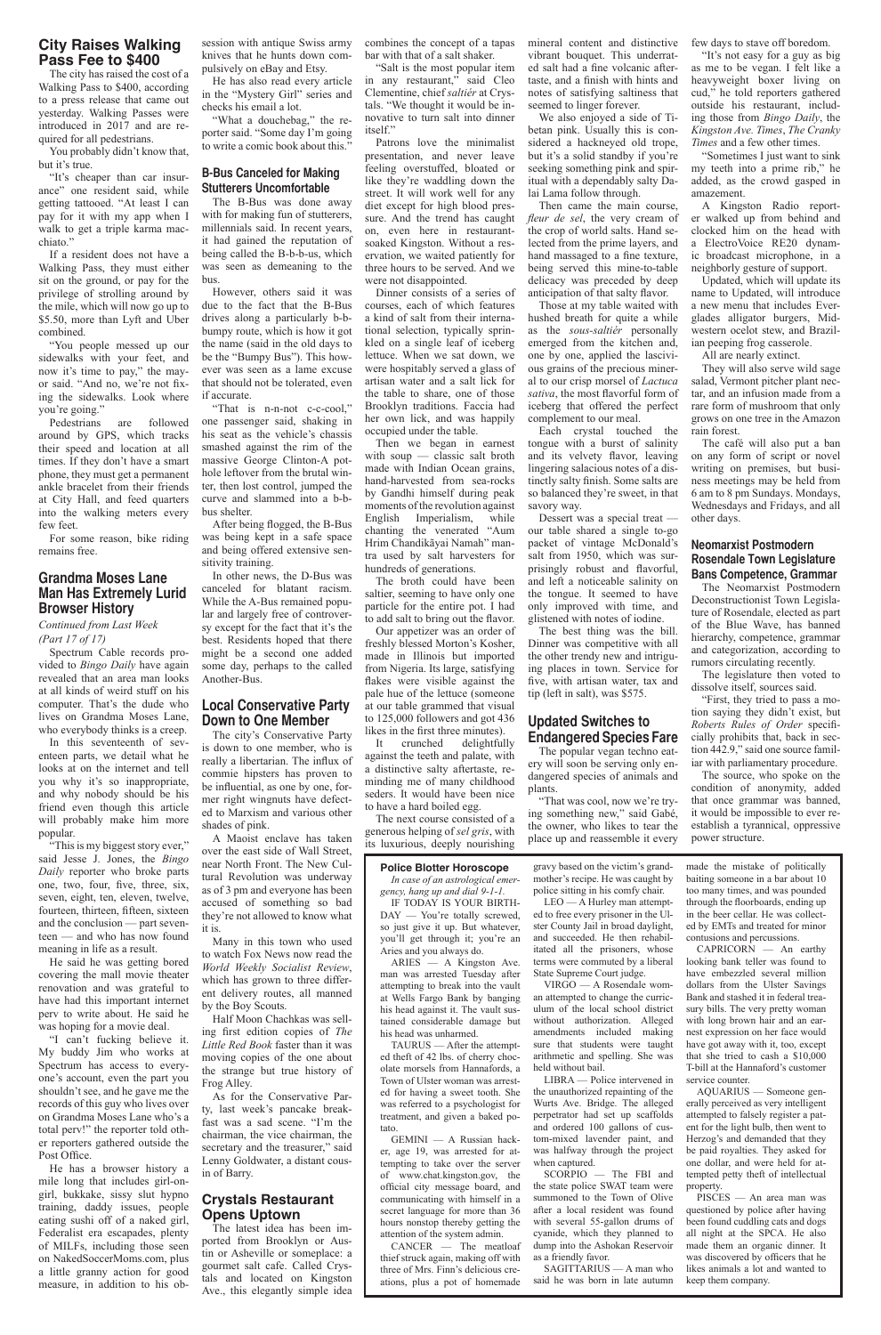## City Raises Walking Pass Fee to $400

The city has raised the cost of a Walking Pass to $400, according to a press release that came out yesterday. Walking Passes were introduced in 2017 and are required for all pedestrians.

You probably didn't know that, but it's true.

"It's cheaper than car insurance" one resident said, while getting tattooed. "At least I can pay for it with my app when I walk to get a triple karma macchiato."

If a resident does not have a Walking Pass, they must either sit on the ground, or pay for the privilege of strolling around by the mile, which will now go up to $5.50, more than Lyft and Uber combined.

"You people messed up our sidewalks with your feet, and now it's time to pay," the mayor said. "And no, we're not fixing the sidewalks. Look where you're going."

Pedestrians are followed around by GPS, which tracks their speed and location at all times. If they don't have a smart phone, they must get a permanent ankle bracelet from their friends at City Hall, and feed quarters into the walking meters every few feet.

For some reason, bike riding remains free.

## Grandma Moses Lane Man Has Extremely Lurid Browser History

*Continued from Last Week (Part 17 of 17)*

Spectrum Cable records provided to *Bingo Daily* have again revealed that an area man looks at all kinds of weird stuff on his computer. That's the dude who lives on Grandma Moses Lane, who everybody thinks is a creep.

In this seventeenth of seventeen parts, we detail what he looks at on the internet and tell you why it's so inappropriate, and why nobody should be his friend even though this article will probably make him more popular.

"This is my biggest story ever," said Jesse J. Jones, the *Bingo Daily* reporter who broke parts one, two, four, five, three, six, seven, eight, ten, eleven, twelve, fourteen, thirteen, fifteen, sixteen and the conclusion — part seventeen — and who has now found meaning in life as a result.

He said he was getting bored covering the mall movie theater renovation and was grateful to have had this important internet perv to write about. He said he was hoping for a movie deal.

"I can't fucking believe it. My buddy Jim who works at Spectrum has access to everyone's account, even the part you shouldn't see, and he gave me the records of this guy who lives over on Grandma Moses Lane who's a total perv!" the reporter told other reporters gathered outside the Post Office.

He has a browser history a mile long that includes girl-on-girl, bukkake, sissy slut hypno training, daddy issues, people eating sushi off of a naked girl, Federalist era escapades, plenty of MILFs, including those seen on NakedSoccerMoms.com, plus a little granny action for good measure, in addition to his obsession with antique Swiss army knives that he hunts down compulsively on eBay and Etsy.

He has also read every article in the "Mystery Girl" series and checks his email a lot.

"What a douchebag," the reporter said. "Some day I'm going to write a comic book about this."

### B-Bus Canceled for Making Stutterers Uncomfortable

The B-Bus was done away with for making fun of stutterers, millennials said. In recent years, it had gained the reputation of being called the B-b-b-us, which was seen as demeaning to the bus.

However, others said it was due to the fact that the B-Bus drives along a particularly b-b-bumpy route, which is how it got the name (said in the old days to be the "Bumpy Bus"). This however was seen as a lame excuse that should not be tolerated, even if accurate.

"That is n-n-not c-c-cool," one passenger said, shaking in his seat as the vehicle's chassis smashed against the rim of the massive George Clinton-A pothole leftover from the brutal winter, then lost control, jumped the curve and slammed into a b-b-bus shelter.

After being flogged, the B-Bus was being kept in a safe space and being offered extensive sensitivity training.

In other news, the D-Bus was canceled for blatant racism. While the A-Bus remained popular and largely free of controversy except for the fact that it's the best. Residents hoped that there might be a second one added some day, perhaps to the called Another-Bus.

## Local Conservative Party Down to One Member

The city's Conservative Party is down to one member, who is really a libertarian. The influx of commie hipsters has proven to be influential, as one by one, former right wingnuts have defected to Marxism and various other shades of pink.

A Maoist enclave has taken over the east side of Wall Street, near North Front. The New Cultural Revolution was underway as of 3 pm and everyone has been accused of something so bad they're not allowed to know what it is.

Many in this town who used to watch Fox News now read the *World Weekly Socialist Review*, which has grown to three different delivery routes, all manned by the Boy Scouts.

Half Moon Chachkas was selling first edition copies of *The Little Red Book* faster than it was moving copies of the one about the strange but true history of Frog Alley.

As for the Conservative Party, last week's pancake breakfast was a sad scene. "I'm the chairman, the vice chairman, the secretary and the treasurer," said Lenny Goldwater, a distant cousin of Barry.

## Crystals Restaurant Opens Uptown

The latest idea has been imported from Brooklyn or Austin or Asheville or someplace: a gourmet salt cafe. Called Crystals and located on Kingston Ave., this elegantly simple idea combines the concept of a tapas bar with that of a salt shaker.

"Salt is the most popular item in any restaurant," said Cleo Clementine, chief *saltiér* at Crystals. "We thought it would be innovative to turn salt into dinner itself."

Patrons love the minimalist presentation, and never leave feeling overstuffed, bloated or like they're waddling down the street. It will work well for any diet except for high blood pressure. And the trend has caught on, even here in restaurant-soaked Kingston. Without a reservation, we waited patiently for three hours to be served. And we were not disappointed.

Dinner consists of a series of courses, each of which features a kind of salt from their international selection, typically sprinkled on a single leaf of iceberg lettuce. When we sat down, we were hospitably served a glass of artisan water and a salt lick for the table to share, one of those Brooklyn traditions. Faccia had her own lick, and was happily occupied under the table.

Then we began in earnest with soup — classic salt broth made with Indian Ocean grains, hand-harvested from sea-rocks by Gandhi himself during peak moments of the revolution against English Imperialism, while chanting the venerated "Aum Hrim Chandikāyai Namah" mantra used by salt harvesters for hundreds of generations.

The broth could have been saltier, seeming to have only one particle for the entire pot. I had to add salt to bring out the flavor.

Our appetizer was an order of freshly blessed Morton's Kosher, made in Illinois but imported from Nigeria. Its large, satisfying flakes were visible against the pale hue of the lettuce (someone at our table grammed that visual to 125,000 followers and got 436 likes in the first three minutes).

It crunched delightfully against the teeth and palate, with a distinctive salty aftertaste, reminding me of many childhood seders. It would have been nice to have a hard boiled egg.

The next course consisted of a generous helping of *sel gris*, with its luxurious, deeply nourishing mineral content and distinctive vibrant bouquet. This underrated salt had a fine volcanic aftertaste, and a finish with hints and notes of satisfying saltiness that seemed to linger forever.

We also enjoyed a side of Tibetan pink. Usually this is considered a hackneyed old trope, but it's a solid standby if you're seeking something pink and spiritual with a dependably salty Dalai Lama follow through.

Then came the main course, *fleur de sel*, the very cream of the crop of world salts. Hand selected from the prime layers, and hand massaged to a fine texture, being served this mine-to-table delicacy was preceded by deep anticipation of that salty flavor.

Those at my table waited with hushed breath for quite a while as the *sous-saltiér* personally emerged from the kitchen and, one by one, applied the lascivious grains of the precious mineral to our crisp morsel of *Lactuca sativa*, the most flavorful form of iceberg that offered the perfect complement to our meal.

Each crystal touched the tongue with a burst of salinity and its velvety flavor, leaving lingering salacious notes of a distinctly salty finish. Some salts are so balanced they're sweet, in that savory way.

Dessert was a special treat — our table shared a single to-go packet of vintage McDonald's salt from 1950, which was surprisingly robust and flavorful, and left a noticeable salinity on the tongue. It seemed to have only improved with time, and glistened with notes of iodine.

The best thing was the bill. Dinner was competitive with all the other trendy new and intriguing places in town. Service for five, with artisan water, tax and tip (left in salt), was $575.

## Updated Switches to Endangered Species Fare

The popular vegan techno eatery will soon be serving only endangered species of animals and plants.

"That was cool, now we're trying something new," said Gabé, the owner, who likes to tear the place up and reassemble it every few days to stave off boredom.

"It's not easy for a guy as big as me to be vegan. I felt like a heavyweight boxer living on cud," he told reporters gathered outside his restaurant, including those from *Bingo Daily*, the *Kingston Ave. Times*, *The Cranky Times* and a few other times.

"Sometimes I just want to sink my teeth into a prime rib," he added, as the crowd gasped in amazement.

A Kingston Radio reporter walked up from behind and clocked him on the head with a ElectroVoice RE20 dynamic broadcast microphone, in a neighborly gesture of support.

Updated, which will update its name to Updated, will introduce a new menu that includes Everglades alligator burgers, Midwestern ocelot stew, and Brazilian peeping frog casserole.

All are nearly extinct.

They will also serve wild sage salad, Vermont pitcher plant nectar, and an infusion made from a rare form of mushroom that only grows on one tree in the Amazon rain forest.

The café will also put a ban on any form of script or novel writing on premises, but business meetings may be held from 6 am to 8 pm Sundays. Mondays, Wednesdays and Fridays, and all other days.

### Neomarxist Postmodern Rosendale Town Legislature Bans Competence, Grammar

The Neomarxist Postmodern Deconstructionist Town Legislature of Rosendale, elected as part of the Blue Wave, has banned hierarchy, competence, grammar and categorization, according to rumors circulating recently.

The legislature then voted to dissolve itself, sources said.

"First, they tried to pass a motion saying they didn't exist, but *Roberts Rules of Order* specifically prohibits that, back in section 442.9," said one source familiar with parliamentary procedure.

The source, who spoke on the condition of anonymity, added that once grammar was banned, it would be impossible to ever re-establish a tyrannical, oppressive power structure.

### Police Blotter Horoscope

*In case of an astrological emergency, hang up and dial 9-1-1.*

IF TODAY IS YOUR BIRTHDAY — You're totally screwed, so just give it up. But whatever, you'll get through it; you're an Aries and you always do.

ARIES — A Kingston Ave. man was arrested Tuesday after attempting to break into the vault at Wells Fargo Bank by banging his head against it. The vault sustained considerable damage but his head was unharmed.

TAURUS — After the attempted theft of 42 lbs. of cherry chocolate morsels from Hannafords, a Town of Ulster woman was arrested for having a sweet tooth. She was referred to a psychologist for treatment, and given a baked potato.

GEMINI — A Russian hacker, age 19, was arrested for attempting to take over the server of www.chat.kingston.gov, the official city message board, and communicating with himself in a secret language for more than 36 hours nonstop thereby getting the attention of the system admin.

CANCER — The meatloaf thief struck again, making off with three of Mrs. Finn's delicious creations, plus a pot of homemade gravy based on the victim's grandmother's recipe. He was caught by police sitting in his comfy chair.

LEO — A Hurley man attempted to free every prisoner in the Ulster County Jail in broad daylight, and succeeded. He then rehabilitated all the prisoners, whose terms were commuted by a liberal State Supreme Court judge.

VIRGO — A Rosendale woman attempted to change the curriculum of the local school district without authorization. Alleged amendments included making sure that students were taught arithmetic and spelling. She was held without bail.

LIBRA — Police intervened in the unauthorized repainting of the Wurts Ave. Bridge. The alleged perpetrator had set up scaffolds and ordered 100 gallons of custom-mixed lavender paint, and was halfway through the project when captured.

SCORPIO — The FBI and the state police SWAT team were summoned to the Town of Olive after a local resident was found with several 55-gallon drums of cyanide, which they planned to dump into the Ashokan Reservoir as a friendly favor.

SAGITTARIUS — A man who said he was born in late autumn made the mistake of politically baiting someone in a bar about 10 too many times, and was pounded through the floorboards, ending up in the beer cellar. He was collected by EMTs and treated for minor contusions and percussions.

CAPRICORN — An earthy looking bank teller was found to have embezzled several million dollars from the Ulster Savings Bank and stashed it in federal treasury bills. The very pretty woman with long brown hair and an earnest expression on her face would have got away with it, too, except that she tried to cash a $10,000 T-bill at the Hannaford's customer service counter.

AQUARIUS — Someone generally perceived as very intelligent attempted to falsely register a patent for the light bulb, then went to Herzog's and demanded that they be paid royalties. They asked for one dollar, and were held for attempted petty theft of intellectual property.

PISCES — An area man was questioned by police after having been found cuddling cats and dogs all night at the SPCA. He also made them an organic dinner. It was discovered by officers that he likes animals a lot and wanted to keep them company.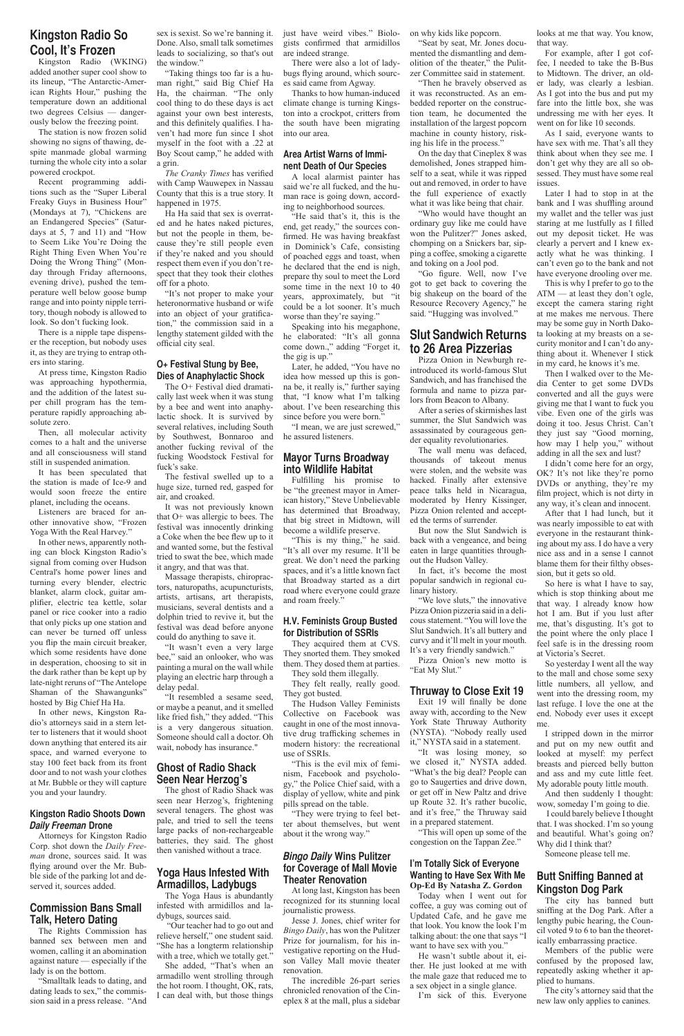## Kingston Radio So Cool, It's Frozen

Kingston Radio (WKING) added another super cool show to its lineup, "The Antarctic-American Rights Hour," pushing the temperature down an additional two degrees Celsius — dangerously below the freezing point.

The station is now frozen solid showing no signs of thawing, despite manmade global warming turning the whole city into a solar powered crockpot.

Recent programming additions such as the "Super Liberal Freaky Guys in Business Hour" (Mondays at 7), "Chickens are an Endangered Species" (Saturdays at 5, 7 and 11) and "How to Seem Like You're Doing the Right Thing Even When You're Doing the Wrong Thing" (Monday through Friday afternoons, evening drive), pushed the temperature well below goose bump range and into pointy nipple territory, though nobody is allowed to look. So don't fucking look.

There is a nipple tape dispenser the reception, but nobody uses it, as they are trying to entrap others into staring.

At press time, Kingston Radio was approaching hypothermia, and the addition of the latest super chill program has the temperature rapidly approaching absolute zero.

Then, all molecular activity comes to a halt and the universe and all consciousness will stand still in suspended animation.

It has been speculated that the station is made of Ice-9 and would soon freeze the entire planet, including the oceans.

Listeners are braced for another invasive show, "Frozen Yoga With the Real Harvey."

In other news, apparently nothing can block Kingston Radio's signal from coming over Hudson Central's home power lines and turning every blender, electric blanket, alarm clock, guitar amplifier, electric tea kettle, solar panel or rice cooker into a radio that only picks up one station and can never be turned off unless you flip the main circuit breaker, which some residents have done in desperation, choosing to sit in the dark rather than be kept up by late-night reruns of "The Antelope Shaman of the Shawangunks" hosted by Big Chief Ha Ha.

In other news, Kingston Radio's attorneys said in a stern letter to listeners that it would shoot down anything that entered its air space, and warned everyone to stay 100 feet back from its front door and to not wash your clothes at Mr. Bubble or they will capture you and your laundry.

### Kingston Radio Shoots Down *Daily Freeman* Drone

Attorneys for Kingston Radio Corp. shot down the *Daily Freeman* drone, sources said. It was flying around over the Mr. Bubble side of the parking lot and deserved it, sources added.

## Commission Bans Small Talk, Hetero Dating

The Rights Commission has banned sex between men and women, calling it an abomination against nature — especially if the lady is on the bottom.

"Smalltalk leads to dating, and dating leads to sex," the commission said in a press release. "And sex is sexist. So we're banning it. Done. Also, small talk sometimes leads to socializing, so that's out the window."

"Taking things too far is a human right," said Big Chief Ha Ha, the chairman. "The only cool thing to do these days is act against your own best interests, and this definitely qualifies. I haven't had more fun since I shot myself in the foot with a .22 at Boy Scout camp," he added with a grin.

*The Cranky Times* has verified with Camp Wauwepex in Nassau County that this is a true story. It happened in 1975.

Ha Ha said that sex is overrated and he hates naked pictures, but not the people in them, because they're still people even if they're naked and you should respect them even if you don't respect that they took their clothes off for a photo.

"It's not proper to make your heteronormative husband or wife into an object of your gratification," the commission said in a lengthy statement gilded with the official city seal.

### O+ Festival Stung by Bee, Dies of Anaphylactic Shock

The O+ Festival died dramatically last week when it was stung by a bee and went into anaphylactic shock. It is survived by several relatives, including South by Southwest, Bonnaroo and another fucking revival of the fucking Woodstock Festival for fuck's sake.

The festival swelled up to a huge size, turned red, gasped for air, and croaked.

It was not previously known that O+ was allergic to bees. The festival was innocently drinking a Coke when the bee flew up to it and wanted some, but the festival tried to swat the bee, which made it angry, and that was that.

Massage therapists, chiropractors, naturopaths, acupuncturists, artists, artisans, art therapists, musicians, several dentists and a dolphin tried to revive it, but the festival was dead before anyone could do anything to save it.

"It wasn't even a very large bee," said an onlooker, who was painting a mural on the wall while playing an electric harp through a delay pedal.

"It resembled a sesame seed, or maybe a peanut, and it smelled like fried fish," they added. "This is a very dangerous situation. Someone should call a doctor. Oh wait, nobody has insurance."

## Ghost of Radio Shack Seen Near Herzog's

The ghost of Radio Shack was seen near Herzog's, frightening several tenagers. The ghost was pale, and tried to sell the teens large packs of non-rechargeable batteries, they said. The ghost then vanished without a trace.

## Yoga Haus Infested With Armadillos, Ladybugs

The Yoga Haus is abundantly infested with armidillos and ladybugs, sources said.

"Our teacher had to go out and relieve herself," one student said. "She has a longterm relationship with a tree, which we totally get."

She added, "That's when an armadillo went strolling through the hot room. I thought, OK, rats, I can deal with, but those things just have weird vibes." Biologists confirmed that armidillos are indeed strange.

There were also a lot of ladybugs flying around, which sources said came from Agway.

Thanks to how human-induced climate change is turning Kingston into a crockpot, critters from the south have been migrating into our area.

### Area Artist Warns of Imminent Death of Our Species

A local alarmist painter has said we're all fucked, and the human race is going down, according to neighborhood sources.

"He said that's it, this is the end, get ready," the sources confirmed. He was having breakfast in Dominick's Cafe, consisting of poached eggs and toast, when he declared that the end is nigh, prepare thy soul to meet the Lord some time in the next 10 to 40 years, approximately, but "it could be a lot sooner. It's much worse than they're saying."

Speaking into his megaphone, he elaborated: "It's all gonna come down.," adding "Forget it, the gig is up."

Later, he added, "You have no idea how messed up this is gonna be, it really is," further saying that, "I know what I'm talking about. I've been researching this since before you were born."

"I mean, we are just screwed," he assured listeners.

## Mayor Turns Broadway into Wildlife Habitat

Fulfilling his promise to be "the greenest mayor in American history," Steve Unbelievable has determined that Broadway, that big street in Midtown, will become a wildlife preserve.

"This is my thing," he said. "It's all over my resume. It'll be great. We don't need the parking spaces, and it's a little known fact that Broadway started as a dirt road where everyone could graze and roam freely."

### H.V. Feminists Group Busted for Distribution of SSRIs

They acquired them at CVS. They snorted them. They smoked them. They dosed them at parties.

They sold them illegally.

They felt really, really good. They got busted.

The Hudson Valley Feminists Collective on Facebook was caught in one of the most innovative drug trafficking schemes in modern history: the recreational use of SSRIs.

"This is the evil mix of feminism, Facebook and psychology," the Police Chief said, with a display of yellow, white and pink pills spread on the table.

"They were trying to feel better about themselves, but went about it the wrong way."

### *Bingo Daily* Wins Pulitzer for Coverage of Mall Movie Theater Renovation

At long last, Kingston has been recognized for its stunning local journalistic prowess.

Jesse J. Jones, chief writer for *Bingo Daily*, has won the Pulitzer Prize for journalism, for his investigative reporting on the Hudson Valley Mall movie theater renovation.

The incredible 26-part series chronicled renovation of the Cineplex 8 at the mall, plus a sidebar on why kids like popcorn.

"Seat by seat, Mr. Jones documented the dismantling and demolition of the theater," the Pulitzer Committee said in statement.

"Then he bravely observed as it was reconstructed. As an embedded reporter on the construction team, he documented the installation of the largest popcorn machine in county history, risking his life in the process."

On the day that Cineplex 8 was demolished, Jones strapped himself to a seat, while it was ripped out and removed, in order to have the full experience of exactly what it was like being that chair.

"Who would have thought an ordinary guy like me could have won the Pulitzer?" Jones asked, chomping on a Snickers bar, sipping a coffee, smoking a cigarette and toking on a Jool pod.

"Go figure. Well, now I've got to get back to covering the big shakeup on the board of the Resource Recovery Agency," he said. "Hugging was involved."

## Slut Sandwich Returns to 26 Area Pizzerias

Pizza Onion in Newburgh reintroduced its world-famous Slut Sandwich, and has franchised the formula and name to pizza parlors from Beacon to Albany.

After a series of skirmishes last summer, the Slut Sandwich was assassinated by courageous gender equality revolutionaries.

The wall menu was defaced, thousands of takeout menus were stolen, and the website was hacked. Finally after extensive peace talks held in Nicaragua, moderated by Henry Kissinger, Pizza Onion relented and accepted the terms of surrender.

But now the Slut Sandwich is back with a vengeance, and being eaten in large quantities throughout the Hudson Valley.

In fact, it's become the most popular sandwich in regional culinary history.

"We love sluts," the innovative Pizza Onion pizzeria said in a delicous statement. "You will love the Slut Sandwich. It's all buttery and curvy and it'll melt in your mouth. It's a very friendly sandwich."

Pizza Onion's new motto is "Eat My Slut."

## Thruway to Close Exit 19

Exit 19 will finally be done away with, according to the New York State Thruway Authority (NYSTA). "Nobody really used it," NYSTA said in a statement.

"It was losing money, so we closed it," NYSTA added. "What's the big deal? People can go to Saugerties and drive down, or get off in New Paltz and drive up Route 32. It's rather bucolic, and it's free," the Thruway said in a prepared statement.

"This will open up some of the congestion on the Tappan Zee."

### I'm Totally Sick of Everyone Wanting to Have Sex With Me

**Op-Ed By Natasha Z. Gordon**

Today when I went out for coffee, a guy was coming out of Updated Cafe, and he gave me that look. You know the look I'm talking about: the one that says "I want to have sex with you."

He wasn't subtle about it, either. He just looked at me with the male gaze that reduced me to a sex object in a single glance.

I'm sick of this. Everyone looks at me that way. You know, that way.

For example, after I got coffee, I needed to take the B-Bus to Midtown. The driver, an older lady, was clearly a lesbian. As I got into the bus and put my fare into the little box, she was undressing me with her eyes. It went on for like 10 seconds.

As I said, everyone wants to have sex with me. That's all they think about when they see me. I don't get why they are all so obsessed. They must have some real issues.

Later I had to stop in at the bank and I was shuffling around my wallet and the teller was just staring at me lustfully as I filled out my deposit ticket. He was clearly a pervert and I knew exactly what he was thinking. I can't even go to the bank and not have everyone drooling over me.

This is why I prefer to go to the ATM — at least they don't ogle, except the camera staring right at me makes me nervous. There may be some guy in North Dakota looking at my breasts on a security monitor and I can't do anything about it. Whenever I stick in my card, he knows it's me.

Then I walked over to the Media Center to get some DVDs converted and all the guys were giving me that I want to fuck you vibe. Even one of the girls was doing it too. Jesus Christ. Can't they just say "Good morning, how may I help you," without adding in all the sex and lust?

I didn't come here for an orgy, OK? It's not like they're porno DVDs or anything, they're my film project, which is not dirty in any way, it's clean and innocent.

After that I had lunch, but it was nearly impossible to eat with everyone in the restaurant thinking about my ass. I do have a very nice ass and in a sense I cannot blame them for their filthy obsession, but it gets so old.

So here is what I have to say, which is stop thinking about me that way. I already know how hot I am. But if you lust after me, that's disgusting. It's got to the point where the only place I feel safe is in the dressing room at Victoria's Secret.

So yesterday I went all the way to the mall and chose some sexy little numbers, all yellow, and went into the dressing room, my last refuge. I love the one at the end. Nobody ever uses it except me.

I stripped down in the mirror and put on my new outfit and looked at myself: my perfect breasts and pierced belly button and ass and my cute little feet. My adorable pouty little mouth.

And then suddenly I thought: wow, someday I'm going to die.

I could barely believe I thought that. I was shocked. I'm so young and beautiful. What's going on? Why did I think that?

Someone please tell me.

## Butt Sniffing Banned at Kingston Dog Park

The city has banned butt sniffing at the Dog Park. After a lengthy pubic hearing, the Council voted 9 to 6 to ban the theoretically embarrassing practice.

Members of the public were confused by the proposed law, repeatedly asking whether it applied to humans.

The city's attorney said that the new law only applies to canines.